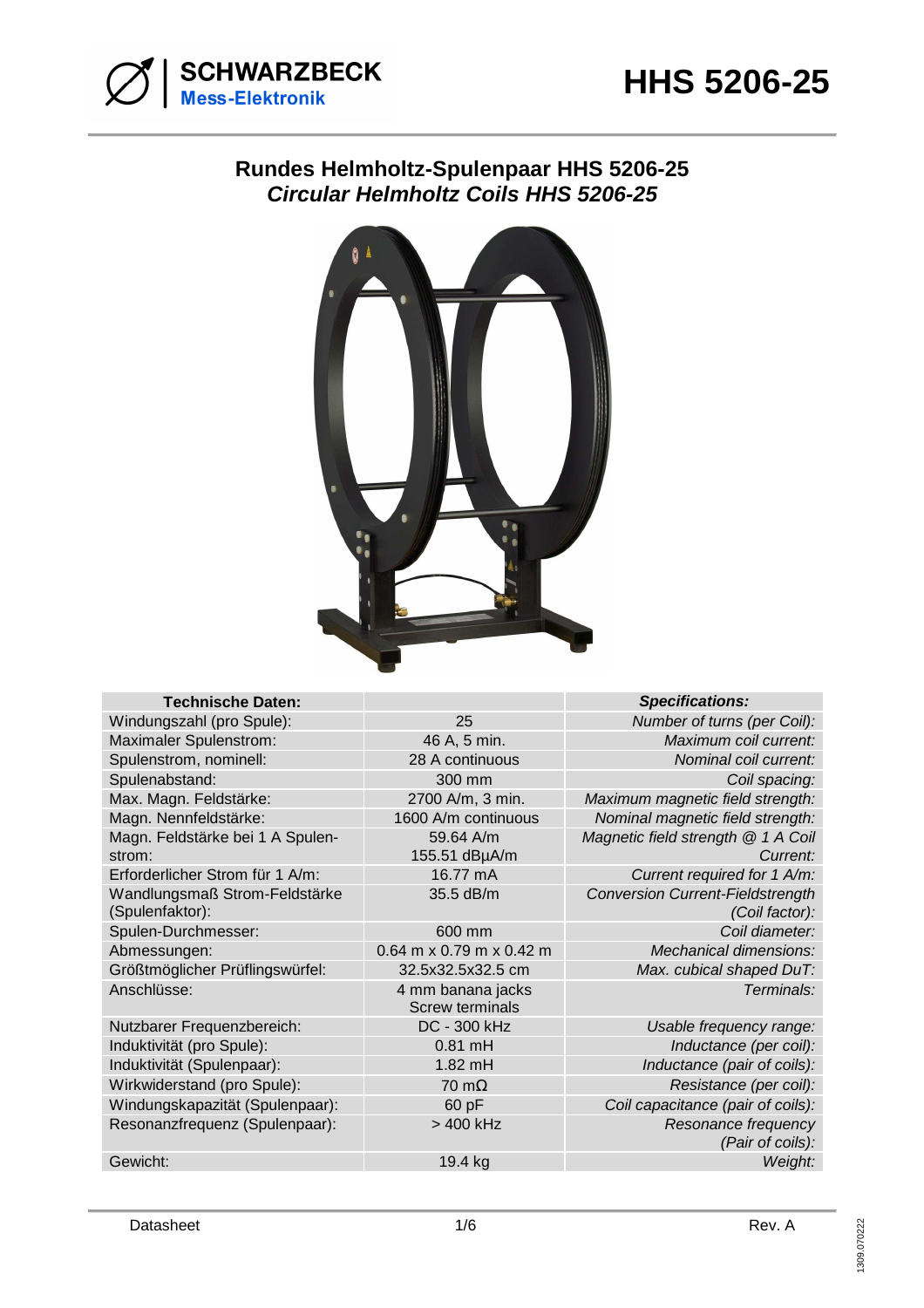SCHWARZBECK
Mess-Elektronik

# HHS 5206-25

## Rundes Helmholtz-Spulenpaar HHS 5206-25
## *Circular Helmholtz Coils HHS 5206-25*

| Technische Daten: | | *Specifications:* |
|---|---|---|
| Windungszahl (pro Spule): | 25 | *Number of turns (per Coil):* |
| Maximaler Spulenstrom: | 46 A, 5 min. | *Maximum coil current:* |
| Spulenstrom, nominell: | 28 A continuous | *Nominal coil current:* |
| Spulenabstand: | 300 mm | *Coil spacing:* |
| Max. Magn. Feldstärke: | 2700 A/m, 3 min. | *Maximum magnetic field strength:* |
| Magn. Nennfeldstärke: | 1600 A/m continuous | *Nominal magnetic field strength:* |
| Magn. Feldstärke bei 1 A Spulenstrom: | 59.64 A/m<br>155.51 dBµA/m | *Magnetic field strength @ 1 A Coil Current:* |
| Erforderlicher Strom für 1 A/m: | 16.77 mA | *Current required for 1 A/m:* |
| Wandlungsmaß Strom-Feldstärke (Spulenfaktor): | 35.5 dB/m | *Conversion Current-Fieldstrength (Coil factor):* |
| Spulen-Durchmesser: | 600 mm | *Coil diameter:* |
| Abmessungen: | 0.64 m x 0.79 m x 0.42 m | *Mechanical dimensions:* |
| Größtmöglicher Prüflingswürfel: | 32.5x32.5x32.5 cm | *Max. cubical shaped DuT:* |
| Anschlüsse: | 4 mm banana jacks<br>Screw terminals | *Terminals:* |
| Nutzbarer Frequenzbereich: | DC - 300 kHz | *Usable frequency range:* |
| Induktivität (pro Spule): | 0.81 mH | *Inductance (per coil):* |
| Induktivität (Spulenpaar): | 1.82 mH | *Inductance (pair of coils):* |
| Wirkwiderstand (pro Spule): | 70 mΩ | *Resistance (per coil):* |
| Windungskapazität (Spulenpaar): | 60 pF | *Coil capacitance (pair of coils):* |
| Resonanzfrequenz (Spulenpaar): | > 400 kHz | *Resonance frequency (Pair of coils):* |
| Gewicht: | 19.4 kg | *Weight:* |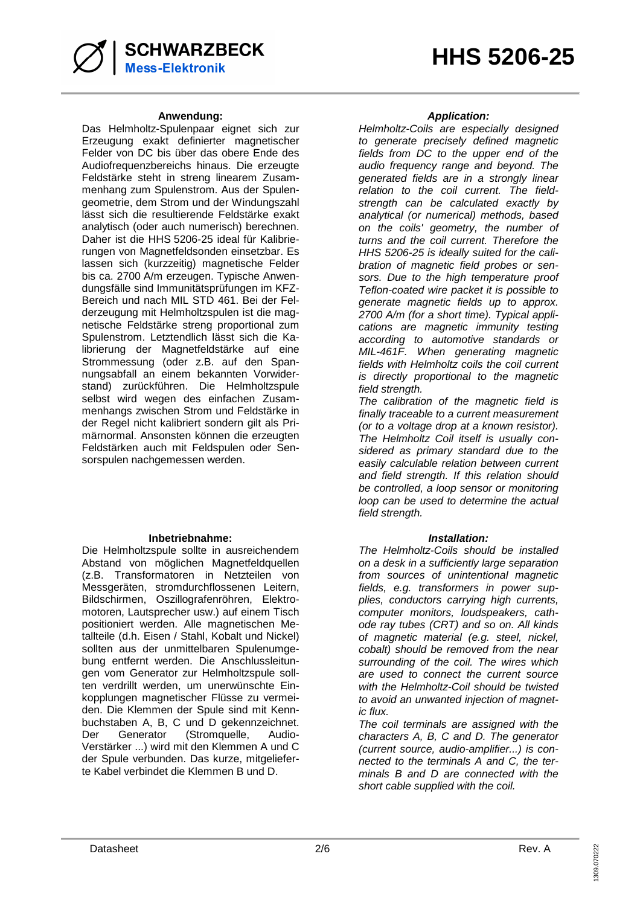### Anwendung:

Das Helmholtz-Spulenpaar eignet sich zur Erzeugung exakt definierter magnetischer Felder von DC bis über das obere Ende des Audiofrequenzbereichs hinaus. Die erzeugte Feldstärke steht in streng linearem Zusammenhang zum Spulenstrom. Aus der Spulengeometrie, dem Strom und der Windungszahl lässt sich die resultierende Feldstärke exakt analytisch (oder auch numerisch) berechnen. Daher ist die HHS 5206-25 ideal für Kalibrierungen von Magnetfeldsonden einsetzbar. Es lassen sich (kurzzeitig) magnetische Felder bis ca. 2700 A/m erzeugen. Typische Anwendungsfälle sind Immunitätsprüfungen im KFZ-Bereich und nach MIL STD 461. Bei der Felderzeugung mit Helmholtzspulen ist die magnetische Feldstärke streng proportional zum Spulenstrom. Letztendlich lässt sich die Kalibrierung der Magnetfeldstärke auf eine Strommessung (oder z.B. auf den Spannungsabfall an einem bekannten Vorwiderstand) zurückführen. Die Helmholtzspule selbst wird wegen des einfachen Zusammenhangs zwischen Strom und Feldstärke in der Regel nicht kalibriert sondern gilt als Primärnormal. Ansonsten können die erzeugten Feldstärken auch mit Feldspulen oder Sensorspulen nachgemessen werden.

### *Application:*

*Helmholtz-Coils are especially designed to generate precisely defined magnetic fields from DC to the upper end of the audio frequency range and beyond. The generated fields are in a strongly linear relation to the coil current. The field-strength can be calculated exactly by analytical (or numerical) methods, based on the coils' geometry, the number of turns and the coil current. Therefore the HHS 5206-25 is ideally suited for the calibration of magnetic field probes or sensors. Due to the high temperature proof Teflon-coated wire packet it is possible to generate magnetic fields up to approx. 2700 A/m (for a short time). Typical applications are magnetic immunity testing according to automotive standards or MIL-461F. When generating magnetic fields with Helmholtz coils the coil current is directly proportional to the magnetic field strength.*

*The calibration of the magnetic field is finally traceable to a current measurement (or to a voltage drop at a known resistor). The Helmholtz Coil itself is usually considered as primary standard due to the easily calculable relation between current and field strength. If this relation should be controlled, a loop sensor or monitoring loop can be used to determine the actual field strength.*

### Inbetriebnahme:

Die Helmholtzspule sollte in ausreichendem Abstand von möglichen Magnetfeldquellen (z.B. Transformatoren in Netzteilen von Messgeräten, stromdurchflossenen Leitern, Bildschirmen, Oszillografenröhren, Elektromotoren, Lautsprecher usw.) auf einem Tisch positioniert werden. Alle magnetischen Metallteile (d.h. Eisen / Stahl, Kobalt und Nickel) sollten aus der unmittelbaren Spulenumgebung entfernt werden. Die Anschlussleitungen vom Generator zur Helmholtzspule sollten verdrillt werden, um unerwünschte Einkopplungen magnetischer Flüsse zu vermeiden. Die Klemmen der Spule sind mit Kennbuchstaben A, B, C und D gekennzeichnet. Der Generator (Stromquelle, Audio-Verstärker ...) wird mit den Klemmen A und C der Spule verbunden. Das kurze, mitgelieferte Kabel verbindet die Klemmen B und D.

### *Installation:*

*The Helmholtz-Coils should be installed on a desk in a sufficiently large separation from sources of unintentional magnetic fields, e.g. transformers in power supplies, conductors carrying high currents, computer monitors, loudspeakers, cathode ray tubes (CRT) and so on. All kinds of magnetic material (e.g. steel, nickel, cobalt) should be removed from the near surrounding of the coil. The wires which are used to connect the current source with the Helmholtz-Coil should be twisted to avoid an unwanted injection of magnetic flux.*

*The coil terminals are assigned with the characters A, B, C and D. The generator (current source, audio-amplifier...) is connected to the terminals A and C, the terminals B and D are connected with the short cable supplied with the coil.*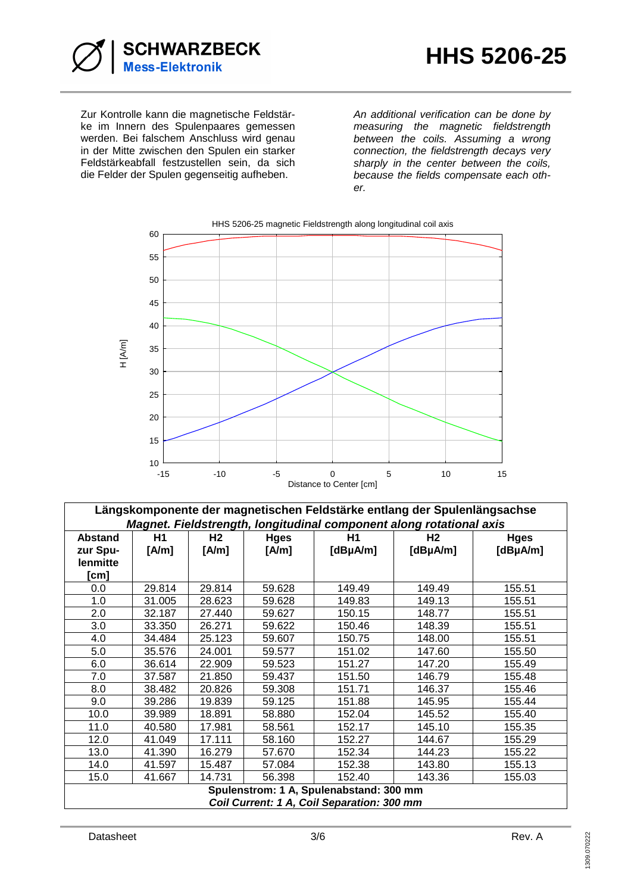Zur Kontrolle kann die magnetische Feldstärke im Innern des Spulenpaares gemessen werden. Bei falschem Anschluss wird genau in der Mitte zwischen den Spulen ein starker Feldstärkeabfall festzustellen sein, da sich die Felder der Spulen gegenseitig aufheben.

*An additional verification can be done by measuring the magnetic fieldstrength between the coils. Assuming a wrong connection, the fieldstrength decays very sharply in the center between the coils, because the fields compensate each other.*

HHS 5206-25 magnetic Fieldstrength along longitudinal coil axis

| **Längskomponente der magnetischen Feldstärke entlang der Spulenlängsachse** *Magnet. Fieldstrength, longitudinal component along rotational axis* | | | | | | |
|---|---|---|---|---|---|---|
| **Abstand zur Spulenmitte [cm]** | **H1 [A/m]** | **H2 [A/m]** | **Hges [A/m]** | **H1 [dBµA/m]** | **H2 [dBµA/m]** | **Hges [dBµA/m]** |
| 0.0 | 29.814 | 29.814 | 59.628 | 149.49 | 149.49 | 155.51 |
| 1.0 | 31.005 | 28.623 | 59.628 | 149.83 | 149.13 | 155.51 |
| 2.0 | 32.187 | 27.440 | 59.627 | 150.15 | 148.77 | 155.51 |
| 3.0 | 33.350 | 26.271 | 59.622 | 150.46 | 148.39 | 155.51 |
| 4.0 | 34.484 | 25.123 | 59.607 | 150.75 | 148.00 | 155.51 |
| 5.0 | 35.576 | 24.001 | 59.577 | 151.02 | 147.60 | 155.50 |
| 6.0 | 36.614 | 22.909 | 59.523 | 151.27 | 147.20 | 155.49 |
| 7.0 | 37.587 | 21.850 | 59.437 | 151.50 | 146.79 | 155.48 |
| 8.0 | 38.482 | 20.826 | 59.308 | 151.71 | 146.37 | 155.46 |
| 9.0 | 39.286 | 19.839 | 59.125 | 151.88 | 145.95 | 155.44 |
| 10.0 | 39.989 | 18.891 | 58.880 | 152.04 | 145.52 | 155.40 |
| 11.0 | 40.580 | 17.981 | 58.561 | 152.17 | 145.10 | 155.35 |
| 12.0 | 41.049 | 17.111 | 58.160 | 152.27 | 144.67 | 155.29 |
| 13.0 | 41.390 | 16.279 | 57.670 | 152.34 | 144.23 | 155.22 |
| 14.0 | 41.597 | 15.487 | 57.084 | 152.38 | 143.80 | 155.13 |
| 15.0 | 41.667 | 14.731 | 56.398 | 152.40 | 143.36 | 155.03 |
| **Spulenstrom: 1 A, Spulenabstand: 300 mm** *Coil Current: 1 A, Coil Separation: 300 mm* | | | | | | |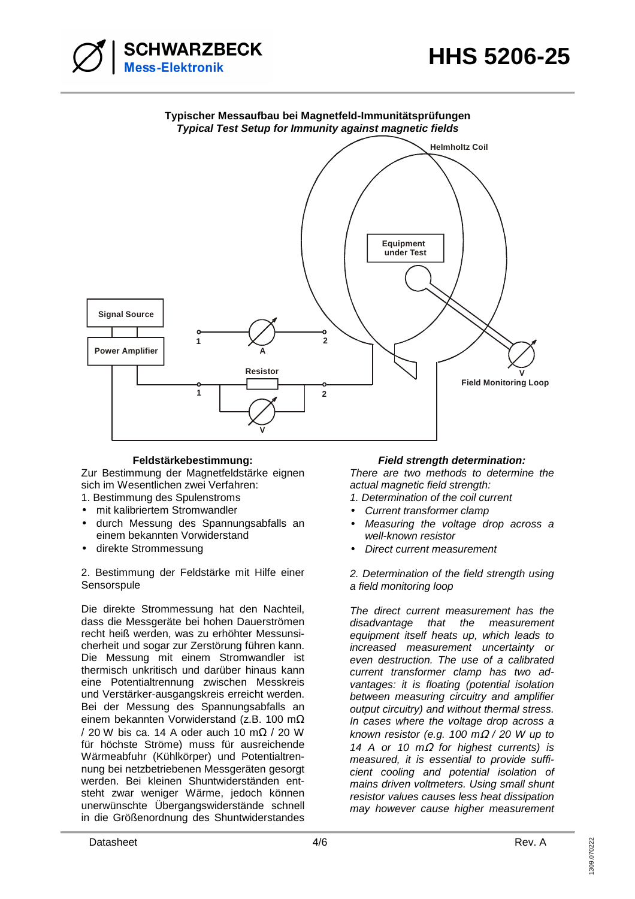**Typischer Messaufbau bei Magnetfeld-Immunitätsprüfungen**
***Typical Test Setup for Immunity against magnetic fields***

Helmholtz Coil

Equipment under Test

Signal Source

Power Amplifier

1 A 2

Resistor

1 2

V

V

Field Monitoring Loop

### Feldstärkebestimmung:

Zur Bestimmung der Magnetfeldstärke eignen sich im Wesentlichen zwei Verfahren:

1. Bestimmung des Spulenstroms
   - mit kalibriertem Stromwandler
   - durch Messung des Spannungsabfalls an einem bekannten Vorwiderstand
   - direkte Strommessung

2. Bestimmung der Feldstärke mit Hilfe einer Sensorspule

Die direkte Strommessung hat den Nachteil, dass die Messgeräte bei hohen Dauerströmen recht heiß werden, was zu erhöhter Messunsicherheit und sogar zur Zerstörung führen kann. Die Messung mit einem Stromwandler ist thermisch unkritisch und darüber hinaus kann eine Potentialtrennung zwischen Messkreis und Verstärker-ausgangskreis erreicht werden. Bei der Messung des Spannungsabfalls an einem bekannten Vorwiderstand (z.B. 100 mΩ / 20 W bis ca. 14 A oder auch 10 mΩ / 20 W für höchste Ströme) muss für ausreichende Wärmeabfuhr (Kühlkörper) und Potentialtrennung bei netzbetriebenen Messgeräten gesorgt werden. Bei kleinen Shuntwiderständen entsteht zwar weniger Wärme, jedoch können unerwünschte Übergangswiderstände schnell in die Größenordnung des Shuntwiderstandes

### *Field strength determination:*

*There are two methods to determine the actual magnetic field strength:*

*1. Determination of the coil current*
   - *Current transformer clamp*
   - *Measuring the voltage drop across a well-known resistor*
   - *Direct current measurement*

*2. Determination of the field strength using a field monitoring loop*

*The direct current measurement has the disadvantage that the measurement equipment itself heats up, which leads to increased measurement uncertainty or even destruction. The use of a calibrated current transformer clamp has two advantages: it is floating (potential isolation between measuring circuitry and amplifier output circuitry) and without thermal stress. In cases where the voltage drop across a known resistor (e.g. 100 mΩ / 20 W up to 14 A or 10 mΩ for highest currents) is measured, it is essential to provide sufficient cooling and potential isolation of mains driven voltmeters. Using small shunt resistor values causes less heat dissipation may however cause higher measurement*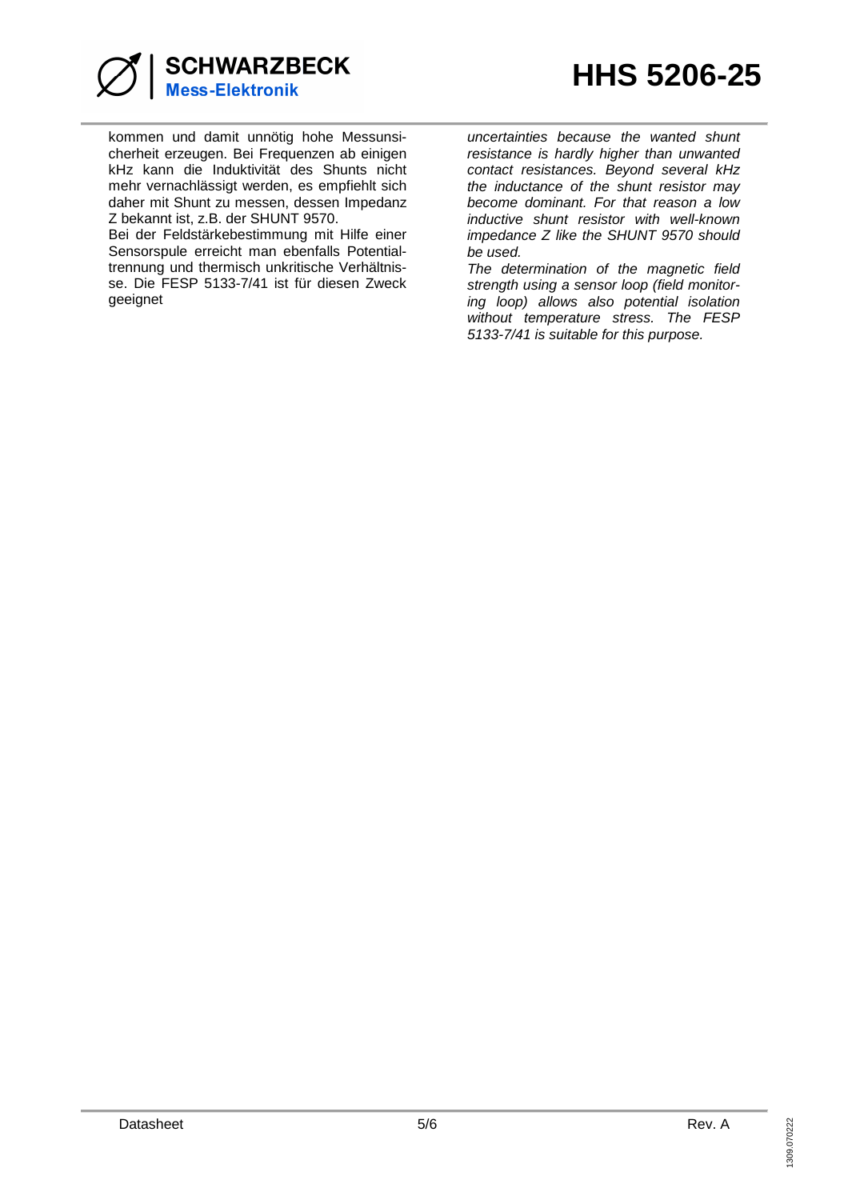kommen und damit unnötig hohe Messunsicherheit erzeugen. Bei Frequenzen ab einigen kHz kann die Induktivität des Shunts nicht mehr vernachlässigt werden, es empfiehlt sich daher mit Shunt zu messen, dessen Impedanz Z bekannt ist, z.B. der SHUNT 9570.
Bei der Feldstärkebestimmung mit Hilfe einer Sensorspule erreicht man ebenfalls Potentialtrennung und thermisch unkritische Verhältnisse. Die FESP 5133-7/41 ist für diesen Zweck geeignet

*uncertainties because the wanted shunt resistance is hardly higher than unwanted contact resistances. Beyond several kHz the inductance of the shunt resistor may become dominant. For that reason a low inductive shunt resistor with well-known impedance Z like the SHUNT 9570 should be used.*
*The determination of the magnetic field strength using a sensor loop (field monitoring loop) allows also potential isolation without temperature stress. The FESP 5133-7/41 is suitable for this purpose.*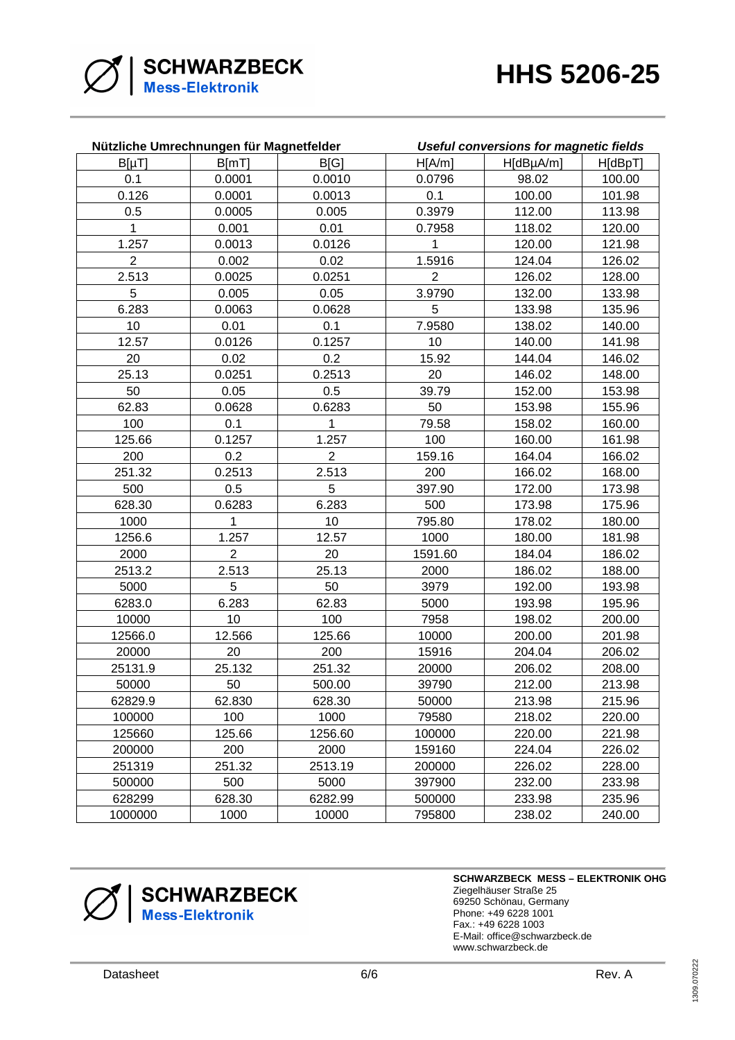**Nützliche Umrechnungen für Magnetfelder** *Useful conversions for magnetic fields*

| B[µT] | B[mT] | B[G] | H[A/m] | H[dBµA/m] | H[dBpT] |
|---|---|---|---|---|---|
| 0.1 | 0.0001 | 0.0010 | 0.0796 | 98.02 | 100.00 |
| 0.126 | 0.0001 | 0.0013 | 0.1 | 100.00 | 101.98 |
| 0.5 | 0.0005 | 0.005 | 0.3979 | 112.00 | 113.98 |
| 1 | 0.001 | 0.01 | 0.7958 | 118.02 | 120.00 |
| 1.257 | 0.0013 | 0.0126 | 1 | 120.00 | 121.98 |
| 2 | 0.002 | 0.02 | 1.5916 | 124.04 | 126.02 |
| 2.513 | 0.0025 | 0.0251 | 2 | 126.02 | 128.00 |
| 5 | 0.005 | 0.05 | 3.9790 | 132.00 | 133.98 |
| 6.283 | 0.0063 | 0.0628 | 5 | 133.98 | 135.96 |
| 10 | 0.01 | 0.1 | 7.9580 | 138.02 | 140.00 |
| 12.57 | 0.0126 | 0.1257 | 10 | 140.00 | 141.98 |
| 20 | 0.02 | 0.2 | 15.92 | 144.04 | 146.02 |
| 25.13 | 0.0251 | 0.2513 | 20 | 146.02 | 148.00 |
| 50 | 0.05 | 0.5 | 39.79 | 152.00 | 153.98 |
| 62.83 | 0.0628 | 0.6283 | 50 | 153.98 | 155.96 |
| 100 | 0.1 | 1 | 79.58 | 158.02 | 160.00 |
| 125.66 | 0.1257 | 1.257 | 100 | 160.00 | 161.98 |
| 200 | 0.2 | 2 | 159.16 | 164.04 | 166.02 |
| 251.32 | 0.2513 | 2.513 | 200 | 166.02 | 168.00 |
| 500 | 0.5 | 5 | 397.90 | 172.00 | 173.98 |
| 628.30 | 0.6283 | 6.283 | 500 | 173.98 | 175.96 |
| 1000 | 1 | 10 | 795.80 | 178.02 | 180.00 |
| 1256.6 | 1.257 | 12.57 | 1000 | 180.00 | 181.98 |
| 2000 | 2 | 20 | 1591.60 | 184.04 | 186.02 |
| 2513.2 | 2.513 | 25.13 | 2000 | 186.02 | 188.00 |
| 5000 | 5 | 50 | 3979 | 192.00 | 193.98 |
| 6283.0 | 6.283 | 62.83 | 5000 | 193.98 | 195.96 |
| 10000 | 10 | 100 | 7958 | 198.02 | 200.00 |
| 12566.0 | 12.566 | 125.66 | 10000 | 200.00 | 201.98 |
| 20000 | 20 | 200 | 15916 | 204.04 | 206.02 |
| 25131.9 | 25.132 | 251.32 | 20000 | 206.02 | 208.00 |
| 50000 | 50 | 500.00 | 39790 | 212.00 | 213.98 |
| 62829.9 | 62.830 | 628.30 | 50000 | 213.98 | 215.96 |
| 100000 | 100 | 1000 | 79580 | 218.02 | 220.00 |
| 125660 | 125.66 | 1256.60 | 100000 | 220.00 | 221.98 |
| 200000 | 200 | 2000 | 159160 | 224.04 | 226.02 |
| 251319 | 251.32 | 2513.19 | 200000 | 226.02 | 228.00 |
| 500000 | 500 | 5000 | 397900 | 232.00 | 233.98 |
| 628299 | 628.30 | 6282.99 | 500000 | 233.98 | 235.96 |
| 1000000 | 1000 | 10000 | 795800 | 238.02 | 240.00 |

**SCHWARZBECK MESS – ELEKTRONIK OHG**
Ziegelhäuser Straße 25
69250 Schönau, Germany
Phone: +49 6228 1001
Fax.: +49 6228 1003
E-Mail: office@schwarzbeck.de
www.schwarzbeck.de